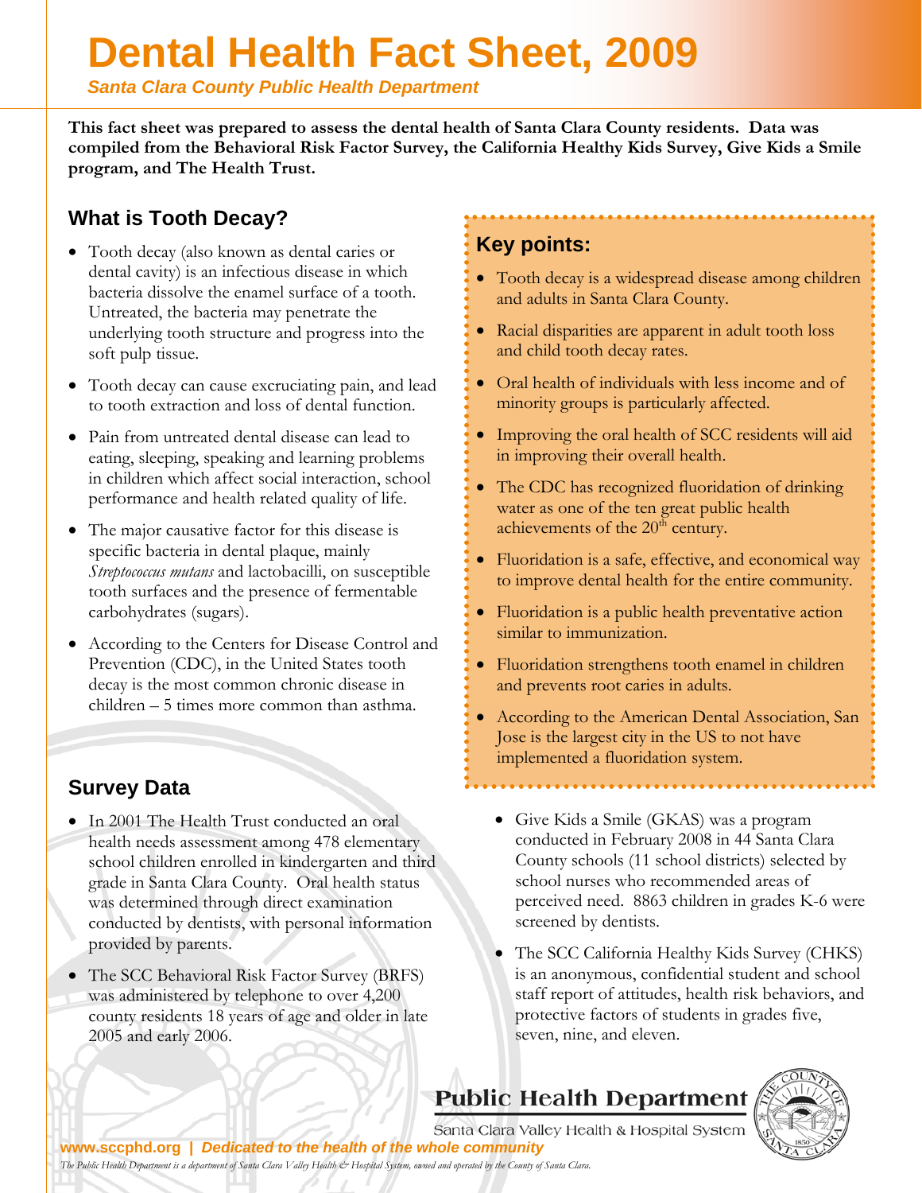# Dental Health Fact Sheet, 2009

*Santa Clara County Public Health Department*

**This fact sheet was prepared to assess the dental health of Santa Clara County residents. Data was compiled from the Behavioral Risk Factor Survey, the California Healthy Kids Survey, Give Kids a Smile program, and The Health Trust.**

## What is Tooth Decay?

- Tooth decay (also known as dental caries or dental cavity) is an infectious disease in which bacteria dissolve the enamel surface of a tooth. Untreated, the bacteria may penetrate the underlying tooth structure and progress into the soft pulp tissue.
- Tooth decay can cause excruciating pain, and lead to tooth extraction and loss of dental function.
- Pain from untreated dental disease can lead to eating, sleeping, speaking and learning problems in children which affect social interaction, school performance and health related quality of life.
- The major causative factor for this disease is specific bacteria in dental plaque, mainly *Streptococcus mutans* and lactobacilli, on susceptible tooth surfaces and the presence of fermentable carbohydrates (sugars).
- According to the Centers for Disease Control and Prevention (CDC), in the United States tooth decay is the most common chronic disease in children – 5 times more common than asthma.

## Key points:

- Tooth decay is a widespread disease among children and adults in Santa Clara County.
- Racial disparities are apparent in adult tooth loss and child tooth decay rates.
- Oral health of individuals with less income and of minority groups is particularly affected.
- Improving the oral health of SCC residents will aid in improving their overall health.
- The CDC has recognized fluoridation of drinking water as one of the ten great public health achievements of the 20th century.
- Fluoridation is a safe, effective, and economical way to improve dental health for the entire community.
- Fluoridation is a public health preventative action similar to immunization.
- Fluoridation strengthens tooth enamel in children and prevents root caries in adults.
- According to the American Dental Association, San Jose is the largest city in the US to not have implemented a fluoridation system.

## Survey Data

- In 2001 The Health Trust conducted an oral health needs assessment among 478 elementary school children enrolled in kindergarten and third grade in Santa Clara County. Oral health status was determined through direct examination conducted by dentists, with personal information provided by parents.
- The SCC Behavioral Risk Factor Survey (BRFS) was administered by telephone to over 4,200 county residents 18 years of age and older in late 2005 and early 2006.
- Give Kids a Smile (GKAS) was a program conducted in February 2008 in 44 Santa Clara County schools (11 school districts) selected by school nurses who recommended areas of perceived need. 8863 children in grades K-6 were screened by dentists.
- The SCC California Healthy Kids Survey (CHKS) is an anonymous, confidential student and school staff report of attitudes, health risk behaviors, and protective factors of students in grades five, seven, nine, and eleven.

**Public Health Department**

Santa Clara Valley Health & Hospital System

**www.sccphd.org | *Dedicated to the health of the whole community***

*The Public Health Department is a department of Santa Clara Valley Health & Hospital System, owned and operated by the County of Santa Clara.*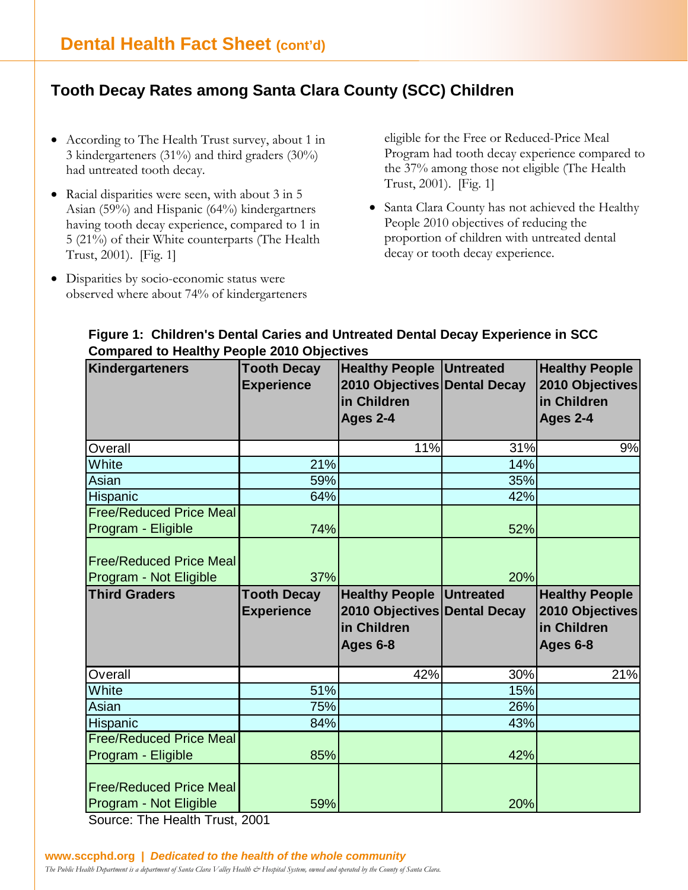## Dental Health Fact Sheet (cont'd)

### Tooth Decay Rates among Santa Clara County (SCC) Children

- According to The Health Trust survey, about 1 in 3 kindergarteners (31%) and third graders (30%) had untreated tooth decay.
- Racial disparities were seen, with about 3 in 5 Asian (59%) and Hispanic (64%) kindergartners having tooth decay experience, compared to 1 in 5 (21%) of their White counterparts (The Health Trust, 2001). [Fig. 1]
- Disparities by socio-economic status were observed where about 74% of kindergarteners eligible for the Free or Reduced-Price Meal Program had tooth decay experience compared to the 37% among those not eligible (The Health Trust, 2001). [Fig. 1]
- Santa Clara County has not achieved the Healthy People 2010 objectives of reducing the proportion of children with untreated dental decay or tooth decay experience.

**Figure 1: Children's Dental Caries and Untreated Dental Decay Experience in SCC Compared to Healthy People 2010 Objectives**

| Kindergarteners | Tooth Decay Experience | Healthy People 2010 Objectives in Children Ages 2-4 | Untreated Dental Decay | Healthy People 2010 Objectives in Children Ages 2-4 |
|---|---|---|---|---|
| Overall | | 11% | 31% | 9% |
| White | 21% | | 14% | |
| Asian | 59% | | 35% | |
| Hispanic | 64% | | 42% | |
| Free/Reduced Price Meal Program - Eligible | 74% | | 52% | |
| Free/Reduced Price Meal Program - Not Eligible | 37% | | 20% | |
| **Third Graders** | **Tooth Decay Experience** | **Healthy People 2010 Objectives in Children Ages 6-8** | **Untreated Dental Decay** | **Healthy People 2010 Objectives in Children Ages 6-8** |
| Overall | | 42% | 30% | 21% |
| White | 51% | | 15% | |
| Asian | 75% | | 26% | |
| Hispanic | 84% | | 43% | |
| Free/Reduced Price Meal Program - Eligible | 85% | | 42% | |
| Free/Reduced Price Meal Program - Not Eligible | 59% | | 20% | |

Source: The Health Trust, 2001

**www.sccphd.org | *Dedicated to the health of the whole community***

*The Public Health Department is a department of Santa Clara Valley Health & Hospital System, owned and operated by the County of Santa Clara.*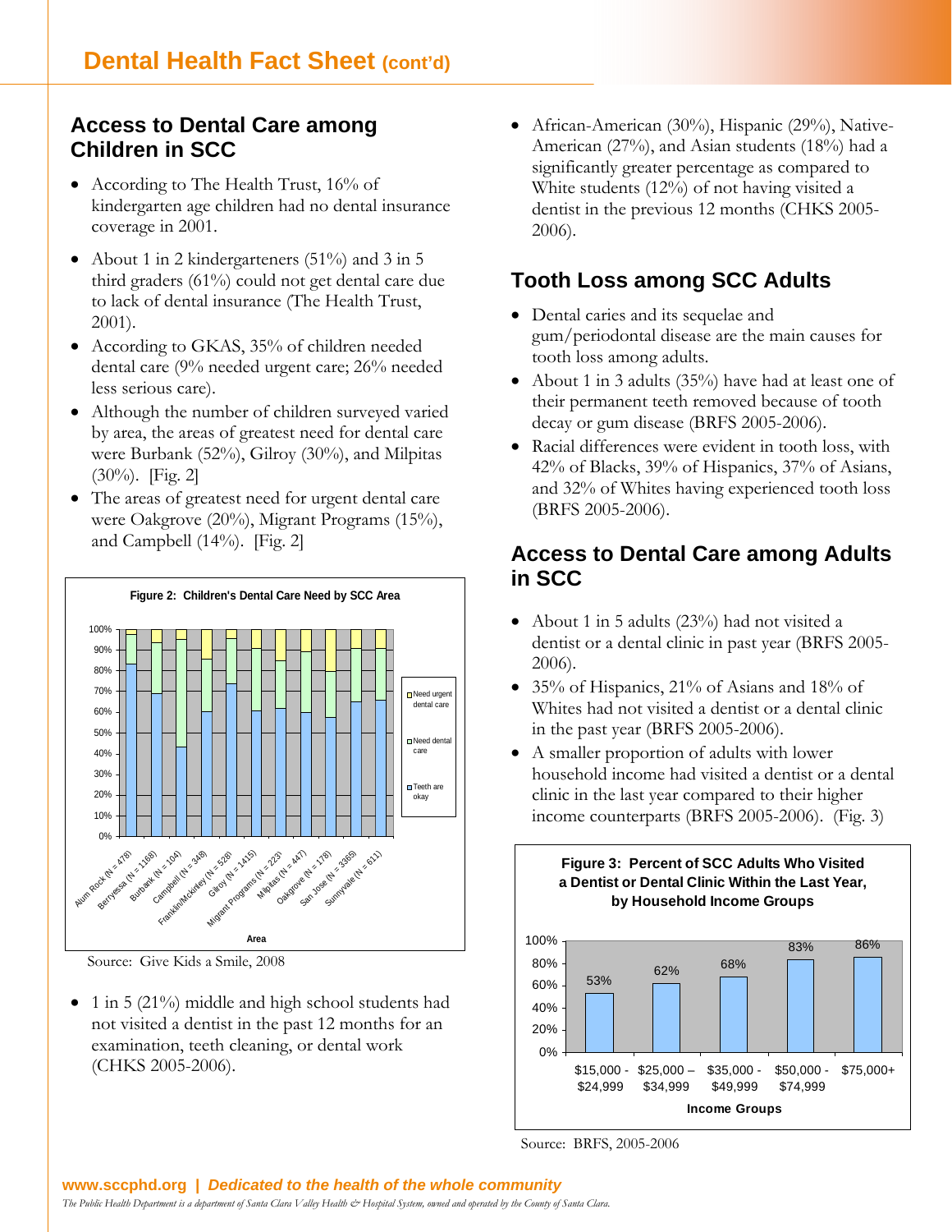## Dental Health Fact Sheet (cont'd)

### Access to Dental Care among Children in SCC

- According to The Health Trust, 16% of kindergarten age children had no dental insurance coverage in 2001.
- About 1 in 2 kindergarteners (51%) and 3 in 5 third graders (61%) could not get dental care due to lack of dental insurance (The Health Trust, 2001).
- According to GKAS, 35% of children needed dental care (9% needed urgent care; 26% needed less serious care).
- Although the number of children surveyed varied by area, the areas of greatest need for dental care were Burbank (52%), Gilroy (30%), and Milpitas (30%). [Fig. 2]
- The areas of greatest need for urgent dental care were Oakgrove (20%), Migrant Programs (15%), and Campbell (14%). [Fig. 2]

**Figure 2: Children's Dental Care Need by SCC Area**

Areas: Alum Rock (N = 478), Berryessa (N = 1168), Burbank (N = 104), Campbell (N = 348), Franklin/Mckinley (N = 528), Gilroy (N = 1415), Migrant Programs (N = 223), Milpitas (N = 447), Oakgrove (N = 178), San Jose (N = 3365), Sunnyvale (N = 611)

Legend: Need urgent dental care; Need dental care; Teeth are okay

Source: Give Kids a Smile, 2008

- 1 in 5 (21%) middle and high school students had not visited a dentist in the past 12 months for an examination, teeth cleaning, or dental work (CHKS 2005-2006).
- African-American (30%), Hispanic (29%), Native-American (27%), and Asian students (18%) had a significantly greater percentage as compared to White students (12%) of not having visited a dentist in the previous 12 months (CHKS 2005-2006).

### Tooth Loss among SCC Adults

- Dental caries and its sequelae and gum/periodontal disease are the main causes for tooth loss among adults.
- About 1 in 3 adults (35%) have had at least one of their permanent teeth removed because of tooth decay or gum disease (BRFS 2005-2006).
- Racial differences were evident in tooth loss, with 42% of Blacks, 39% of Hispanics, 37% of Asians, and 32% of Whites having experienced tooth loss (BRFS 2005-2006).

### Access to Dental Care among Adults in SCC

- About 1 in 5 adults (23%) had not visited a dentist or a dental clinic in past year (BRFS 2005-2006).
- 35% of Hispanics, 21% of Asians and 18% of Whites had not visited a dentist or a dental clinic in the past year (BRFS 2005-2006).
- A smaller proportion of adults with lower household income had visited a dentist or a dental clinic in the last year compared to their higher income counterparts (BRFS 2005-2006). (Fig. 3)

**Figure 3: Percent of SCC Adults Who Visited a Dentist or Dental Clinic Within the Last Year, by Household Income Groups**

| Income Groups | Percent |
|---|---|
| $15,000 - $24,999 | 53% |
| $25,000 – $34,999 | 62% |
| $35,000 - $49,999 | 68% |
| $50,000 - $74,999 | 83% |
| $75,000+ | 86% |

Source: BRFS, 2005-2006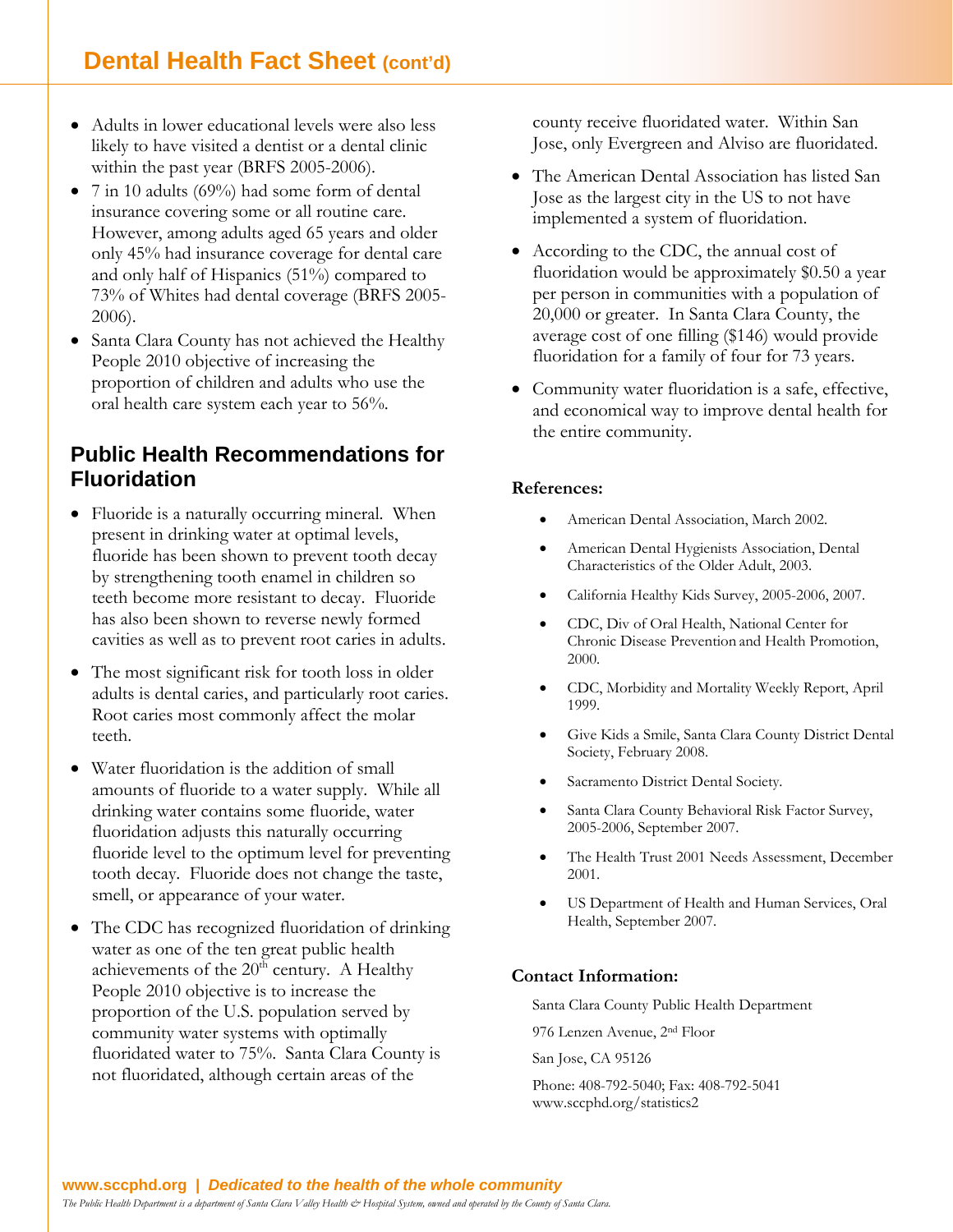# Dental Health Fact Sheet (cont'd)

- Adults in lower educational levels were also less likely to have visited a dentist or a dental clinic within the past year (BRFS 2005-2006).
- 7 in 10 adults (69%) had some form of dental insurance covering some or all routine care. However, among adults aged 65 years and older only 45% had insurance coverage for dental care and only half of Hispanics (51%) compared to 73% of Whites had dental coverage (BRFS 2005-2006).
- Santa Clara County has not achieved the Healthy People 2010 objective of increasing the proportion of children and adults who use the oral health care system each year to 56%.

## Public Health Recommendations for Fluoridation

- Fluoride is a naturally occurring mineral. When present in drinking water at optimal levels, fluoride has been shown to prevent tooth decay by strengthening tooth enamel in children so teeth become more resistant to decay. Fluoride has also been shown to reverse newly formed cavities as well as to prevent root caries in adults.
- The most significant risk for tooth loss in older adults is dental caries, and particularly root caries. Root caries most commonly affect the molar teeth.
- Water fluoridation is the addition of small amounts of fluoride to a water supply. While all drinking water contains some fluoride, water fluoridation adjusts this naturally occurring fluoride level to the optimum level for preventing tooth decay. Fluoride does not change the taste, smell, or appearance of your water.
- The CDC has recognized fluoridation of drinking water as one of the ten great public health achievements of the 20th century. A Healthy People 2010 objective is to increase the proportion of the U.S. population served by community water systems with optimally fluoridated water to 75%. Santa Clara County is not fluoridated, although certain areas of the county receive fluoridated water. Within San Jose, only Evergreen and Alviso are fluoridated.
- The American Dental Association has listed San Jose as the largest city in the US to not have implemented a system of fluoridation.
- According to the CDC, the annual cost of fluoridation would be approximately $0.50 a year per person in communities with a population of 20,000 or greater. In Santa Clara County, the average cost of one filling ($146) would provide fluoridation for a family of four for 73 years.
- Community water fluoridation is a safe, effective, and economical way to improve dental health for the entire community.

**References:**

- American Dental Association, March 2002.
- American Dental Hygienists Association, Dental Characteristics of the Older Adult, 2003.
- California Healthy Kids Survey, 2005-2006, 2007.
- CDC, Div of Oral Health, National Center for Chronic Disease Prevention and Health Promotion, 2000.
- CDC, Morbidity and Mortality Weekly Report, April 1999.
- Give Kids a Smile, Santa Clara County District Dental Society, February 2008.
- Sacramento District Dental Society.
- Santa Clara County Behavioral Risk Factor Survey, 2005-2006, September 2007.
- The Health Trust 2001 Needs Assessment, December 2001.
- US Department of Health and Human Services, Oral Health, September 2007.

**Contact Information:**

Santa Clara County Public Health Department

976 Lenzen Avenue, 2nd Floor

San Jose, CA 95126

Phone: 408-792-5040; Fax: 408-792-5041
www.sccphd.org/statistics2

**www.sccphd.org | *Dedicated to the health of the whole community***

*The Public Health Department is a department of Santa Clara Valley Health & Hospital System, owned and operated by the County of Santa Clara.*